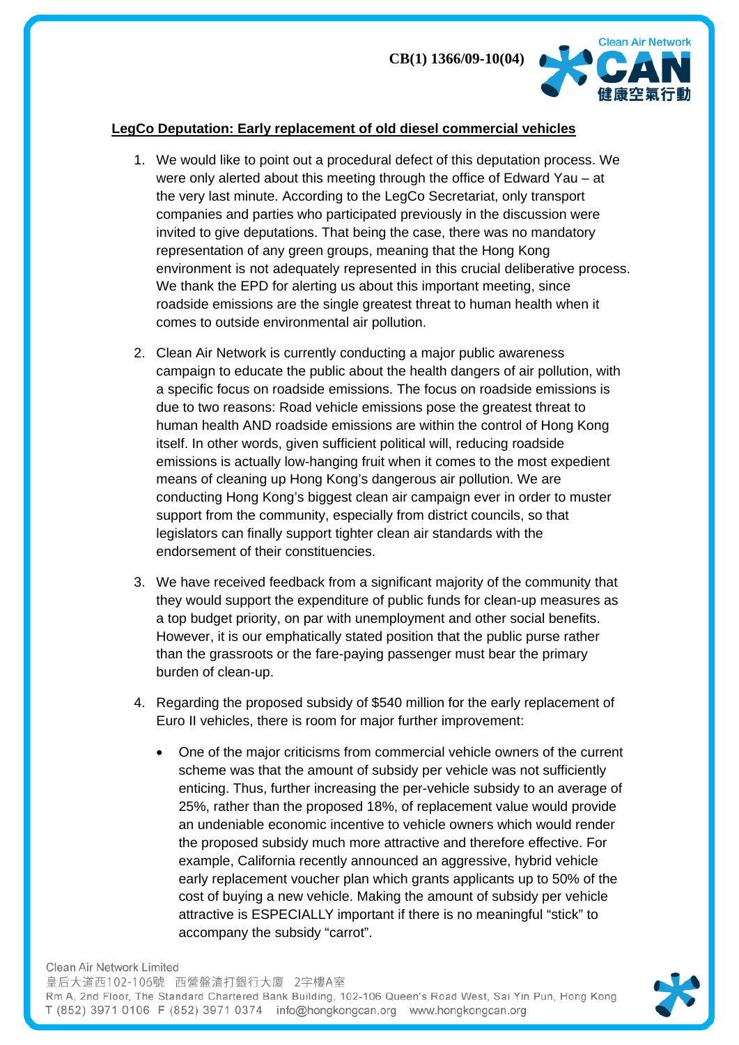CB(1) 1366/09-10(04)

**LegCo Deputation: Early replacement of old diesel commercial vehicles**

1. We would like to point out a procedural defect of this deputation process. We were only alerted about this meeting through the office of Edward Yau – at the very last minute. According to the LegCo Secretariat, only transport companies and parties who participated previously in the discussion were invited to give deputations. That being the case, there was no mandatory representation of any green groups, meaning that the Hong Kong environment is not adequately represented in this crucial deliberative process. We thank the EPD for alerting us about this important meeting, since roadside emissions are the single greatest threat to human health when it comes to outside environmental air pollution.

2. Clean Air Network is currently conducting a major public awareness campaign to educate the public about the health dangers of air pollution, with a specific focus on roadside emissions. The focus on roadside emissions is due to two reasons: Road vehicle emissions pose the greatest threat to human health AND roadside emissions are within the control of Hong Kong itself. In other words, given sufficient political will, reducing roadside emissions is actually low-hanging fruit when it comes to the most expedient means of cleaning up Hong Kong's dangerous air pollution. We are conducting Hong Kong's biggest clean air campaign ever in order to muster support from the community, especially from district councils, so that legislators can finally support tighter clean air standards with the endorsement of their constituencies.

3. We have received feedback from a significant majority of the community that they would support the expenditure of public funds for clean-up measures as a top budget priority, on par with unemployment and other social benefits. However, it is our emphatically stated position that the public purse rather than the grassroots or the fare-paying passenger must bear the primary burden of clean-up.

4. Regarding the proposed subsidy of $540 million for the early replacement of Euro II vehicles, there is room for major further improvement:

   - One of the major criticisms from commercial vehicle owners of the current scheme was that the amount of subsidy per vehicle was not sufficiently enticing. Thus, further increasing the per-vehicle subsidy to an average of 25%, rather than the proposed 18%, of replacement value would provide an undeniable economic incentive to vehicle owners which would render the proposed subsidy much more attractive and therefore effective. For example, California recently announced an aggressive, hybrid vehicle early replacement voucher plan which grants applicants up to 50% of the cost of buying a new vehicle. Making the amount of subsidy per vehicle attractive is ESPECIALLY important if there is no meaningful "stick" to accompany the subsidy "carrot".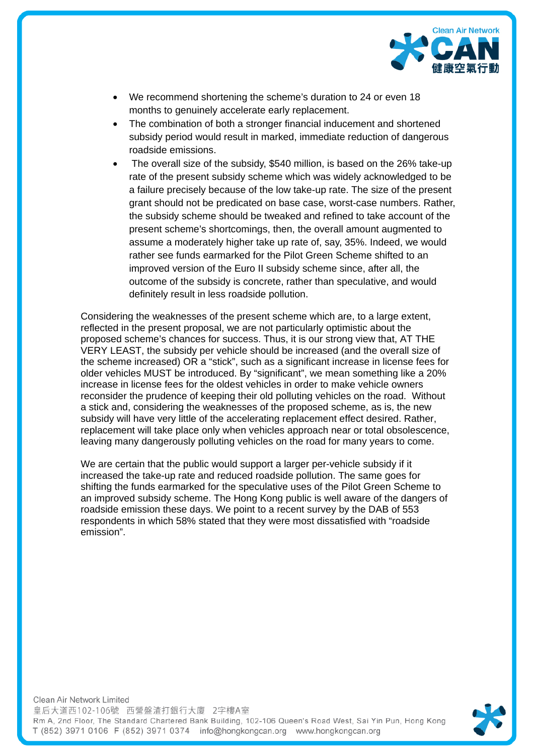- We recommend shortening the scheme's duration to 24 or even 18 months to genuinely accelerate early replacement.
- The combination of both a stronger financial inducement and shortened subsidy period would result in marked, immediate reduction of dangerous roadside emissions.
- The overall size of the subsidy, $540 million, is based on the 26% take-up rate of the present subsidy scheme which was widely acknowledged to be a failure precisely because of the low take-up rate. The size of the present grant should not be predicated on base case, worst-case numbers. Rather, the subsidy scheme should be tweaked and refined to take account of the present scheme's shortcomings, then, the overall amount augmented to assume a moderately higher take up rate of, say, 35%. Indeed, we would rather see funds earmarked for the Pilot Green Scheme shifted to an improved version of the Euro II subsidy scheme since, after all, the outcome of the subsidy is concrete, rather than speculative, and would definitely result in less roadside pollution.

Considering the weaknesses of the present scheme which are, to a large extent, reflected in the present proposal, we are not particularly optimistic about the proposed scheme's chances for success. Thus, it is our strong view that, AT THE VERY LEAST, the subsidy per vehicle should be increased (and the overall size of the scheme increased) OR a "stick", such as a significant increase in license fees for older vehicles MUST be introduced. By "significant", we mean something like a 20% increase in license fees for the oldest vehicles in order to make vehicle owners reconsider the prudence of keeping their old polluting vehicles on the road. Without a stick and, considering the weaknesses of the proposed scheme, as is, the new subsidy will have very little of the accelerating replacement effect desired. Rather, replacement will take place only when vehicles approach near or total obsolescence, leaving many dangerously polluting vehicles on the road for many years to come.

We are certain that the public would support a larger per-vehicle subsidy if it increased the take-up rate and reduced roadside pollution. The same goes for shifting the funds earmarked for the speculative uses of the Pilot Green Scheme to an improved subsidy scheme. The Hong Kong public is well aware of the dangers of roadside emission these days. We point to a recent survey by the DAB of 553 respondents in which 58% stated that they were most dissatisfied with "roadside emission".